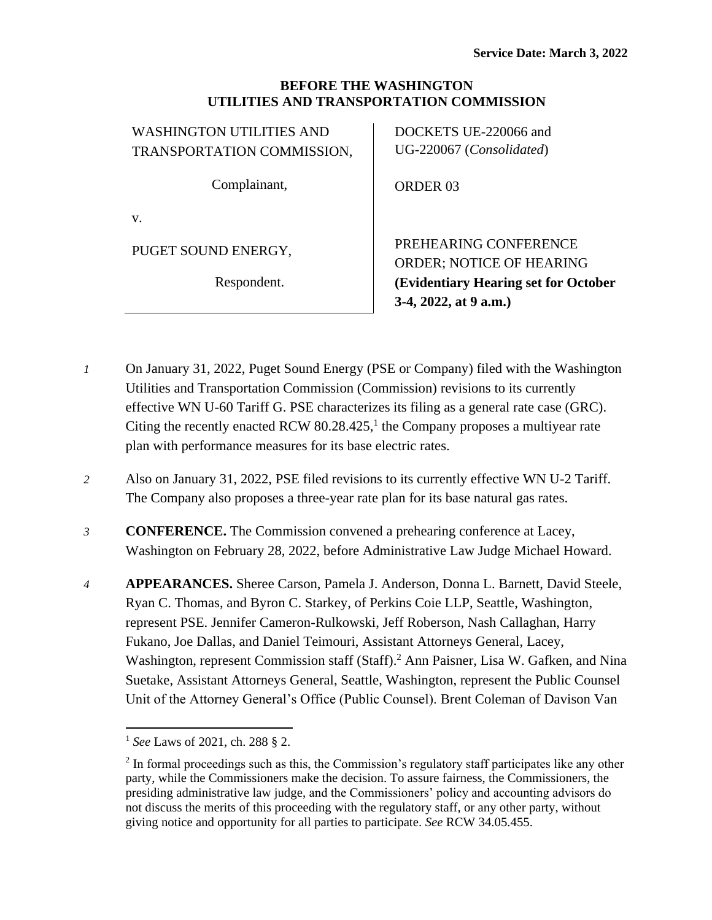Service Date: March 3, 2022

**BEFORE THE WASHINGTON UTILITIES AND TRANSPORTATION COMMISSION**

| | |
|---|---|
| WASHINGTON UTILITIES AND TRANSPORTATION COMMISSION,<br><br>Complainant,<br><br>v.<br><br>PUGET SOUND ENERGY,<br><br>Respondent. | DOCKETS UE-220066 and UG-220067 (*Consolidated*)<br><br>ORDER 03<br><br>PREHEARING CONFERENCE ORDER; NOTICE OF HEARING **(Evidentiary Hearing set for October 3-4, 2022, at 9 a.m.)** |

*1* On January 31, 2022, Puget Sound Energy (PSE or Company) filed with the Washington Utilities and Transportation Commission (Commission) revisions to its currently effective WN U-60 Tariff G. PSE characterizes its filing as a general rate case (GRC). Citing the recently enacted RCW 80.28.425,[1] the Company proposes a multiyear rate plan with performance measures for its base electric rates.

*2* Also on January 31, 2022, PSE filed revisions to its currently effective WN U-2 Tariff. The Company also proposes a three-year rate plan for its base natural gas rates.

*3* **CONFERENCE.** The Commission convened a prehearing conference at Lacey, Washington on February 28, 2022, before Administrative Law Judge Michael Howard.

*4* **APPEARANCES.** Sheree Carson, Pamela J. Anderson, Donna L. Barnett, David Steele, Ryan C. Thomas, and Byron C. Starkey, of Perkins Coie LLP, Seattle, Washington, represent PSE. Jennifer Cameron-Rulkowski, Jeff Roberson, Nash Callaghan, Harry Fukano, Joe Dallas, and Daniel Teimouri, Assistant Attorneys General, Lacey, Washington, represent Commission staff (Staff).[2] Ann Paisner, Lisa W. Gafken, and Nina Suetake, Assistant Attorneys General, Seattle, Washington, represent the Public Counsel Unit of the Attorney General's Office (Public Counsel). Brent Coleman of Davison Van

---

[1] *See* Laws of 2021, ch. 288 § 2.

[2] In formal proceedings such as this, the Commission's regulatory staff participates like any other party, while the Commissioners make the decision. To assure fairness, the Commissioners, the presiding administrative law judge, and the Commissioners' policy and accounting advisors do not discuss the merits of this proceeding with the regulatory staff, or any other party, without giving notice and opportunity for all parties to participate. *See* RCW 34.05.455.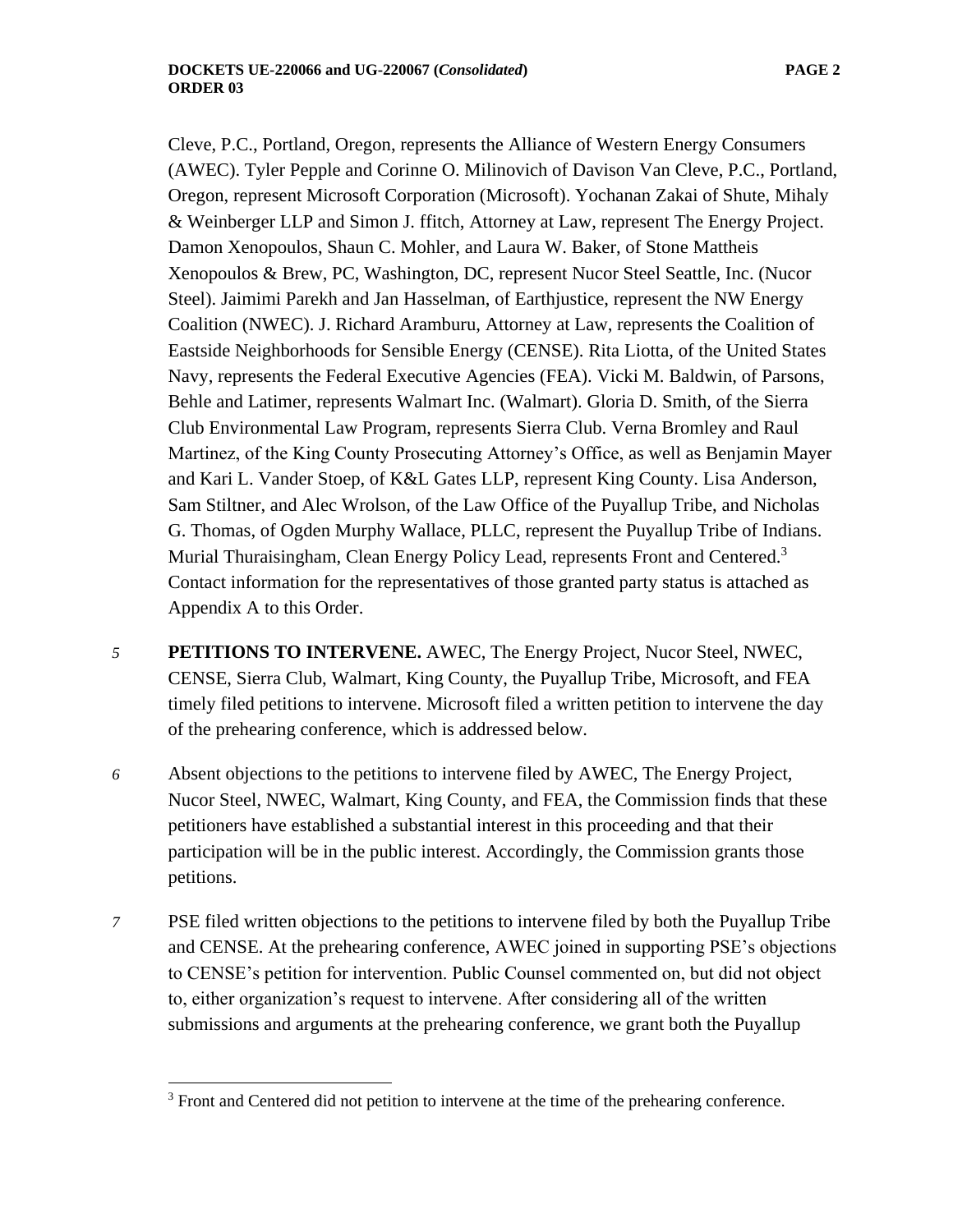Cleve, P.C., Portland, Oregon, represents the Alliance of Western Energy Consumers (AWEC). Tyler Pepple and Corinne O. Milinovich of Davison Van Cleve, P.C., Portland, Oregon, represent Microsoft Corporation (Microsoft). Yochanan Zakai of Shute, Mihaly & Weinberger LLP and Simon J. ffitch, Attorney at Law, represent The Energy Project. Damon Xenopoulos, Shaun C. Mohler, and Laura W. Baker, of Stone Mattheis Xenopoulos & Brew, PC, Washington, DC, represent Nucor Steel Seattle, Inc. (Nucor Steel). Jaimimi Parekh and Jan Hasselman, of Earthjustice, represent the NW Energy Coalition (NWEC). J. Richard Aramburu, Attorney at Law, represents the Coalition of Eastside Neighborhoods for Sensible Energy (CENSE). Rita Liotta, of the United States Navy, represents the Federal Executive Agencies (FEA). Vicki M. Baldwin, of Parsons, Behle and Latimer, represents Walmart Inc. (Walmart). Gloria D. Smith, of the Sierra Club Environmental Law Program, represents Sierra Club. Verna Bromley and Raul Martinez, of the King County Prosecuting Attorney's Office, as well as Benjamin Mayer and Kari L. Vander Stoep, of K&L Gates LLP, represent King County. Lisa Anderson, Sam Stiltner, and Alec Wrolson, of the Law Office of the Puyallup Tribe, and Nicholas G. Thomas, of Ogden Murphy Wallace, PLLC, represent the Puyallup Tribe of Indians. Murial Thuraisingham, Clean Energy Policy Lead, represents Front and Centered.[3] Contact information for the representatives of those granted party status is attached as Appendix A to this Order.

*5* **PETITIONS TO INTERVENE.** AWEC, The Energy Project, Nucor Steel, NWEC, CENSE, Sierra Club, Walmart, King County, the Puyallup Tribe, Microsoft, and FEA timely filed petitions to intervene. Microsoft filed a written petition to intervene the day of the prehearing conference, which is addressed below.

*6* Absent objections to the petitions to intervene filed by AWEC, The Energy Project, Nucor Steel, NWEC, Walmart, King County, and FEA, the Commission finds that these petitioners have established a substantial interest in this proceeding and that their participation will be in the public interest. Accordingly, the Commission grants those petitions.

*7* PSE filed written objections to the petitions to intervene filed by both the Puyallup Tribe and CENSE. At the prehearing conference, AWEC joined in supporting PSE's objections to CENSE's petition for intervention. Public Counsel commented on, but did not object to, either organization's request to intervene. After considering all of the written submissions and arguments at the prehearing conference, we grant both the Puyallup

[3] Front and Centered did not petition to intervene at the time of the prehearing conference.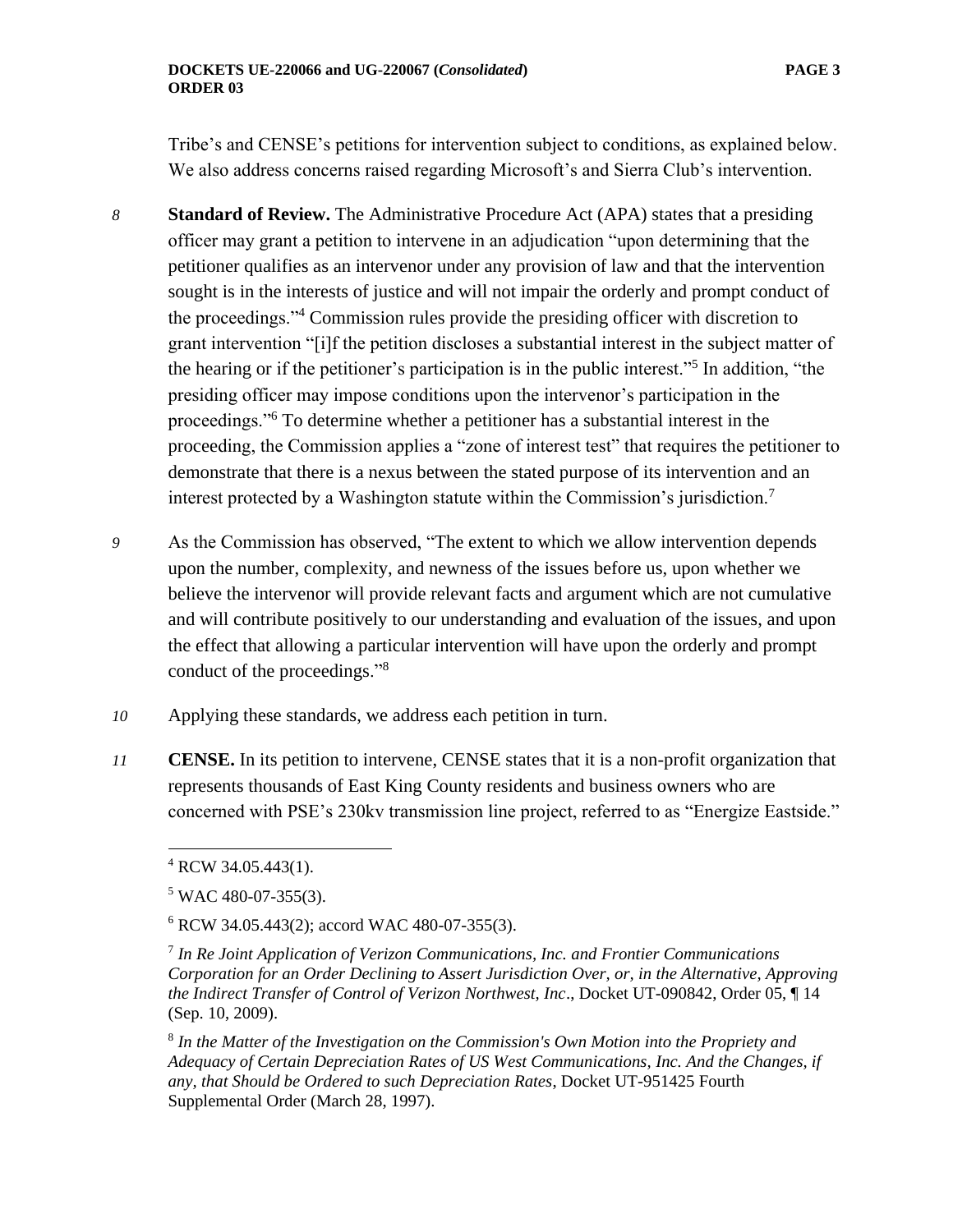Tribe's and CENSE's petitions for intervention subject to conditions, as explained below. We also address concerns raised regarding Microsoft's and Sierra Club's intervention.

*8* **Standard of Review.** The Administrative Procedure Act (APA) states that a presiding officer may grant a petition to intervene in an adjudication "upon determining that the petitioner qualifies as an intervenor under any provision of law and that the intervention sought is in the interests of justice and will not impair the orderly and prompt conduct of the proceedings."[4] Commission rules provide the presiding officer with discretion to grant intervention "[i]f the petition discloses a substantial interest in the subject matter of the hearing or if the petitioner's participation is in the public interest."[5] In addition, "the presiding officer may impose conditions upon the intervenor's participation in the proceedings."[6] To determine whether a petitioner has a substantial interest in the proceeding, the Commission applies a "zone of interest test" that requires the petitioner to demonstrate that there is a nexus between the stated purpose of its intervention and an interest protected by a Washington statute within the Commission's jurisdiction.[7]

*9* As the Commission has observed, "The extent to which we allow intervention depends upon the number, complexity, and newness of the issues before us, upon whether we believe the intervenor will provide relevant facts and argument which are not cumulative and will contribute positively to our understanding and evaluation of the issues, and upon the effect that allowing a particular intervention will have upon the orderly and prompt conduct of the proceedings."[8]

*10* Applying these standards, we address each petition in turn.

*11* **CENSE.** In its petition to intervene, CENSE states that it is a non-profit organization that represents thousands of East King County residents and business owners who are concerned with PSE's 230kv transmission line project, referred to as "Energize Eastside."

---

[4] RCW 34.05.443(1).

[5] WAC 480-07-355(3).

[6] RCW 34.05.443(2); accord WAC 480-07-355(3).

[7] *In Re Joint Application of Verizon Communications, Inc. and Frontier Communications Corporation for an Order Declining to Assert Jurisdiction Over, or, in the Alternative, Approving the Indirect Transfer of Control of Verizon Northwest, Inc*., Docket UT-090842, Order 05, ¶ 14 (Sep. 10, 2009).

[8] *In the Matter of the Investigation on the Commission's Own Motion into the Propriety and Adequacy of Certain Depreciation Rates of US West Communications, Inc. And the Changes, if any, that Should be Ordered to such Depreciation Rates*, Docket UT-951425 Fourth Supplemental Order (March 28, 1997).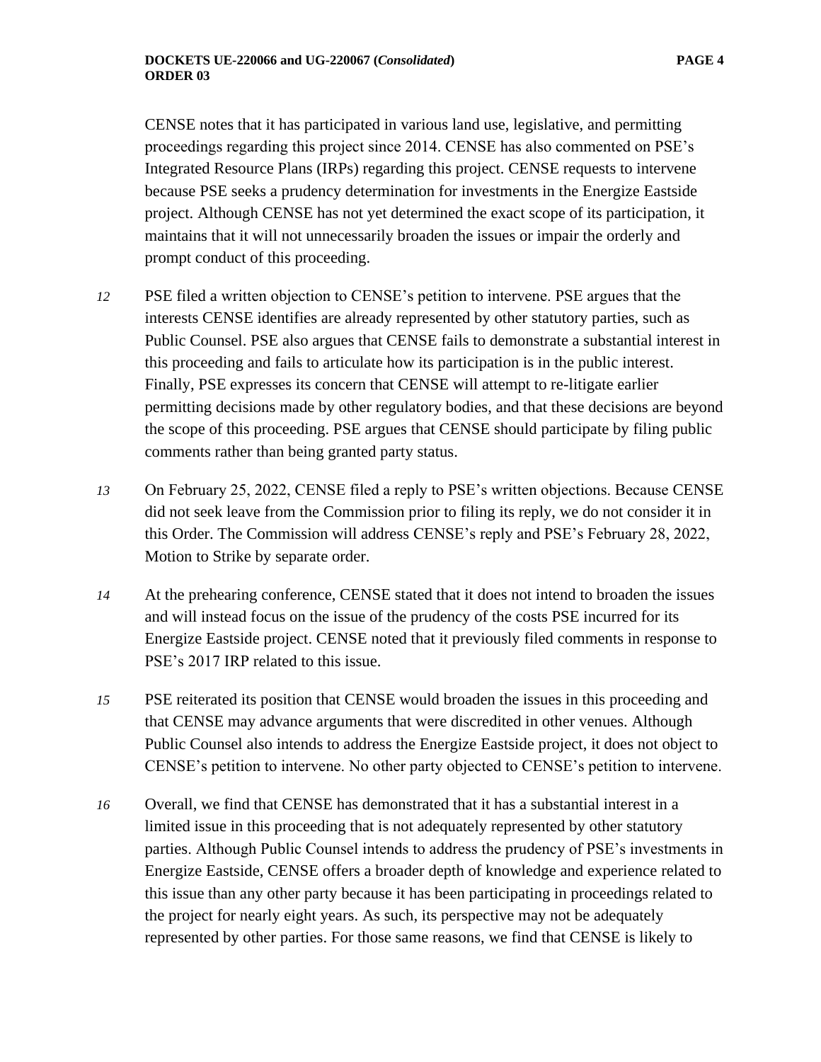CENSE notes that it has participated in various land use, legislative, and permitting proceedings regarding this project since 2014. CENSE has also commented on PSE's Integrated Resource Plans (IRPs) regarding this project. CENSE requests to intervene because PSE seeks a prudency determination for investments in the Energize Eastside project. Although CENSE has not yet determined the exact scope of its participation, it maintains that it will not unnecessarily broaden the issues or impair the orderly and prompt conduct of this proceeding.

*12* PSE filed a written objection to CENSE's petition to intervene. PSE argues that the interests CENSE identifies are already represented by other statutory parties, such as Public Counsel. PSE also argues that CENSE fails to demonstrate a substantial interest in this proceeding and fails to articulate how its participation is in the public interest. Finally, PSE expresses its concern that CENSE will attempt to re-litigate earlier permitting decisions made by other regulatory bodies, and that these decisions are beyond the scope of this proceeding. PSE argues that CENSE should participate by filing public comments rather than being granted party status.

*13* On February 25, 2022, CENSE filed a reply to PSE's written objections. Because CENSE did not seek leave from the Commission prior to filing its reply, we do not consider it in this Order. The Commission will address CENSE's reply and PSE's February 28, 2022, Motion to Strike by separate order.

*14* At the prehearing conference, CENSE stated that it does not intend to broaden the issues and will instead focus on the issue of the prudency of the costs PSE incurred for its Energize Eastside project. CENSE noted that it previously filed comments in response to PSE's 2017 IRP related to this issue.

*15* PSE reiterated its position that CENSE would broaden the issues in this proceeding and that CENSE may advance arguments that were discredited in other venues. Although Public Counsel also intends to address the Energize Eastside project, it does not object to CENSE's petition to intervene. No other party objected to CENSE's petition to intervene.

*16* Overall, we find that CENSE has demonstrated that it has a substantial interest in a limited issue in this proceeding that is not adequately represented by other statutory parties. Although Public Counsel intends to address the prudency of PSE's investments in Energize Eastside, CENSE offers a broader depth of knowledge and experience related to this issue than any other party because it has been participating in proceedings related to the project for nearly eight years. As such, its perspective may not be adequately represented by other parties. For those same reasons, we find that CENSE is likely to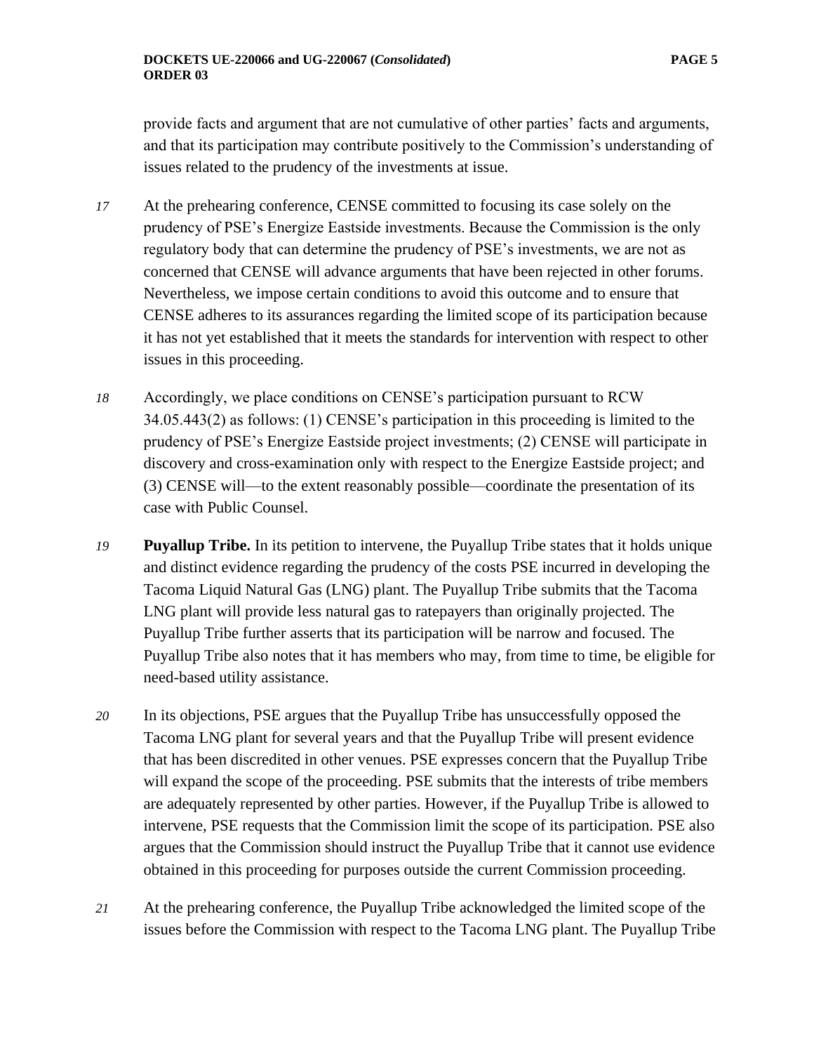provide facts and argument that are not cumulative of other parties' facts and arguments, and that its participation may contribute positively to the Commission's understanding of issues related to the prudency of the investments at issue.

*17* At the prehearing conference, CENSE committed to focusing its case solely on the prudency of PSE's Energize Eastside investments. Because the Commission is the only regulatory body that can determine the prudency of PSE's investments, we are not as concerned that CENSE will advance arguments that have been rejected in other forums. Nevertheless, we impose certain conditions to avoid this outcome and to ensure that CENSE adheres to its assurances regarding the limited scope of its participation because it has not yet established that it meets the standards for intervention with respect to other issues in this proceeding.

*18* Accordingly, we place conditions on CENSE's participation pursuant to RCW 34.05.443(2) as follows: (1) CENSE's participation in this proceeding is limited to the prudency of PSE's Energize Eastside project investments; (2) CENSE will participate in discovery and cross-examination only with respect to the Energize Eastside project; and (3) CENSE will—to the extent reasonably possible—coordinate the presentation of its case with Public Counsel.

*19* **Puyallup Tribe.** In its petition to intervene, the Puyallup Tribe states that it holds unique and distinct evidence regarding the prudency of the costs PSE incurred in developing the Tacoma Liquid Natural Gas (LNG) plant. The Puyallup Tribe submits that the Tacoma LNG plant will provide less natural gas to ratepayers than originally projected. The Puyallup Tribe further asserts that its participation will be narrow and focused. The Puyallup Tribe also notes that it has members who may, from time to time, be eligible for need-based utility assistance.

*20* In its objections, PSE argues that the Puyallup Tribe has unsuccessfully opposed the Tacoma LNG plant for several years and that the Puyallup Tribe will present evidence that has been discredited in other venues. PSE expresses concern that the Puyallup Tribe will expand the scope of the proceeding. PSE submits that the interests of tribe members are adequately represented by other parties. However, if the Puyallup Tribe is allowed to intervene, PSE requests that the Commission limit the scope of its participation. PSE also argues that the Commission should instruct the Puyallup Tribe that it cannot use evidence obtained in this proceeding for purposes outside the current Commission proceeding.

*21* At the prehearing conference, the Puyallup Tribe acknowledged the limited scope of the issues before the Commission with respect to the Tacoma LNG plant. The Puyallup Tribe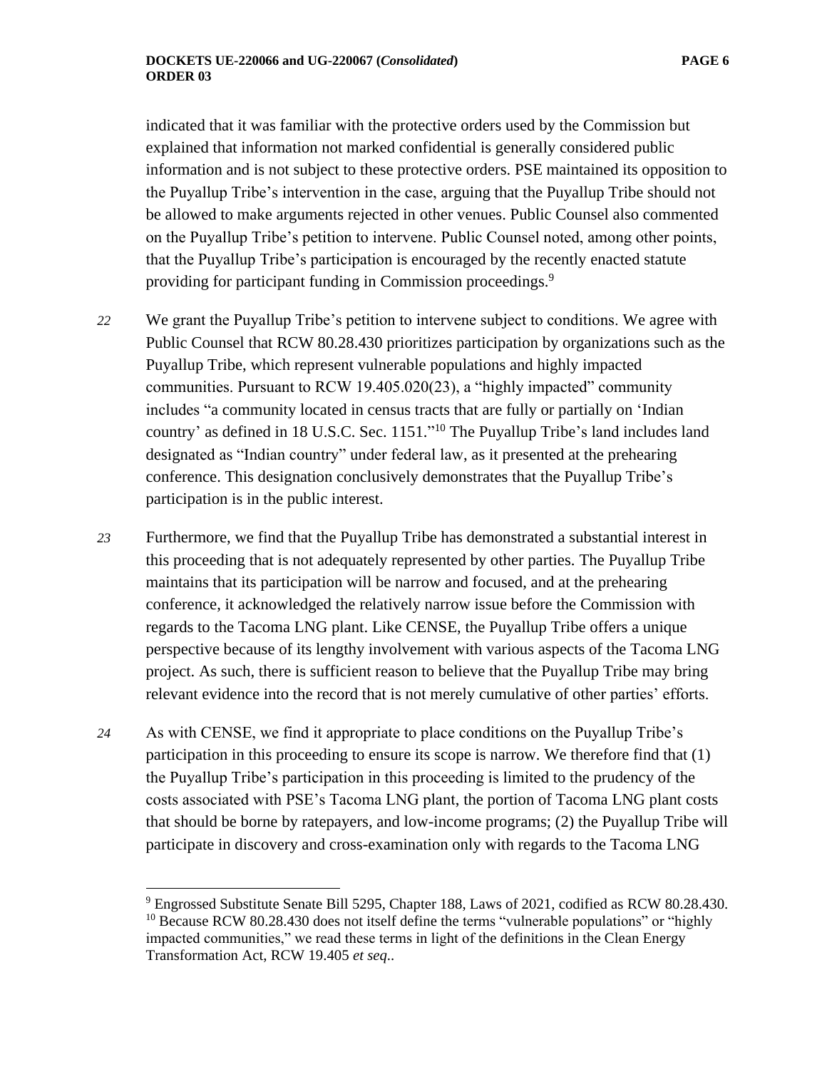indicated that it was familiar with the protective orders used by the Commission but explained that information not marked confidential is generally considered public information and is not subject to these protective orders. PSE maintained its opposition to the Puyallup Tribe's intervention in the case, arguing that the Puyallup Tribe should not be allowed to make arguments rejected in other venues. Public Counsel also commented on the Puyallup Tribe's petition to intervene. Public Counsel noted, among other points, that the Puyallup Tribe's participation is encouraged by the recently enacted statute providing for participant funding in Commission proceedings.[9]

*22* We grant the Puyallup Tribe's petition to intervene subject to conditions. We agree with Public Counsel that RCW 80.28.430 prioritizes participation by organizations such as the Puyallup Tribe, which represent vulnerable populations and highly impacted communities. Pursuant to RCW 19.405.020(23), a "highly impacted" community includes "a community located in census tracts that are fully or partially on 'Indian country' as defined in 18 U.S.C. Sec. 1151."[10] The Puyallup Tribe's land includes land designated as "Indian country" under federal law, as it presented at the prehearing conference. This designation conclusively demonstrates that the Puyallup Tribe's participation is in the public interest.

*23* Furthermore, we find that the Puyallup Tribe has demonstrated a substantial interest in this proceeding that is not adequately represented by other parties. The Puyallup Tribe maintains that its participation will be narrow and focused, and at the prehearing conference, it acknowledged the relatively narrow issue before the Commission with regards to the Tacoma LNG plant. Like CENSE, the Puyallup Tribe offers a unique perspective because of its lengthy involvement with various aspects of the Tacoma LNG project. As such, there is sufficient reason to believe that the Puyallup Tribe may bring relevant evidence into the record that is not merely cumulative of other parties' efforts.

*24* As with CENSE, we find it appropriate to place conditions on the Puyallup Tribe's participation in this proceeding to ensure its scope is narrow. We therefore find that (1) the Puyallup Tribe's participation in this proceeding is limited to the prudency of the costs associated with PSE's Tacoma LNG plant, the portion of Tacoma LNG plant costs that should be borne by ratepayers, and low-income programs; (2) the Puyallup Tribe will participate in discovery and cross-examination only with regards to the Tacoma LNG

---

[9] Engrossed Substitute Senate Bill 5295, Chapter 188, Laws of 2021, codified as RCW 80.28.430.

[10] Because RCW 80.28.430 does not itself define the terms "vulnerable populations" or "highly impacted communities," we read these terms in light of the definitions in the Clean Energy Transformation Act, RCW 19.405 *et seq*..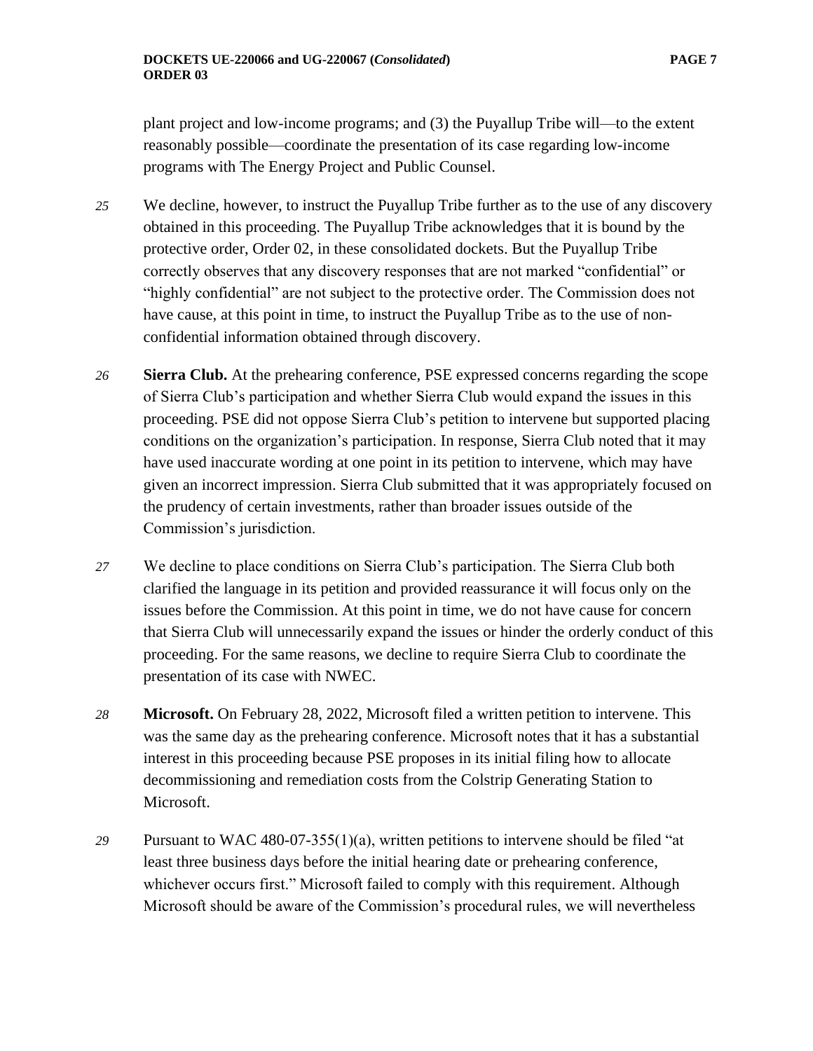plant project and low-income programs; and (3) the Puyallup Tribe will—to the extent reasonably possible—coordinate the presentation of its case regarding low-income programs with The Energy Project and Public Counsel.

*25* We decline, however, to instruct the Puyallup Tribe further as to the use of any discovery obtained in this proceeding. The Puyallup Tribe acknowledges that it is bound by the protective order, Order 02, in these consolidated dockets. But the Puyallup Tribe correctly observes that any discovery responses that are not marked "confidential" or "highly confidential" are not subject to the protective order. The Commission does not have cause, at this point in time, to instruct the Puyallup Tribe as to the use of non-confidential information obtained through discovery.

*26* **Sierra Club.** At the prehearing conference, PSE expressed concerns regarding the scope of Sierra Club's participation and whether Sierra Club would expand the issues in this proceeding. PSE did not oppose Sierra Club's petition to intervene but supported placing conditions on the organization's participation. In response, Sierra Club noted that it may have used inaccurate wording at one point in its petition to intervene, which may have given an incorrect impression. Sierra Club submitted that it was appropriately focused on the prudency of certain investments, rather than broader issues outside of the Commission's jurisdiction.

*27* We decline to place conditions on Sierra Club's participation. The Sierra Club both clarified the language in its petition and provided reassurance it will focus only on the issues before the Commission. At this point in time, we do not have cause for concern that Sierra Club will unnecessarily expand the issues or hinder the orderly conduct of this proceeding. For the same reasons, we decline to require Sierra Club to coordinate the presentation of its case with NWEC.

*28* **Microsoft.** On February 28, 2022, Microsoft filed a written petition to intervene. This was the same day as the prehearing conference. Microsoft notes that it has a substantial interest in this proceeding because PSE proposes in its initial filing how to allocate decommissioning and remediation costs from the Colstrip Generating Station to Microsoft.

*29* Pursuant to WAC 480-07-355(1)(a), written petitions to intervene should be filed "at least three business days before the initial hearing date or prehearing conference, whichever occurs first." Microsoft failed to comply with this requirement. Although Microsoft should be aware of the Commission's procedural rules, we will nevertheless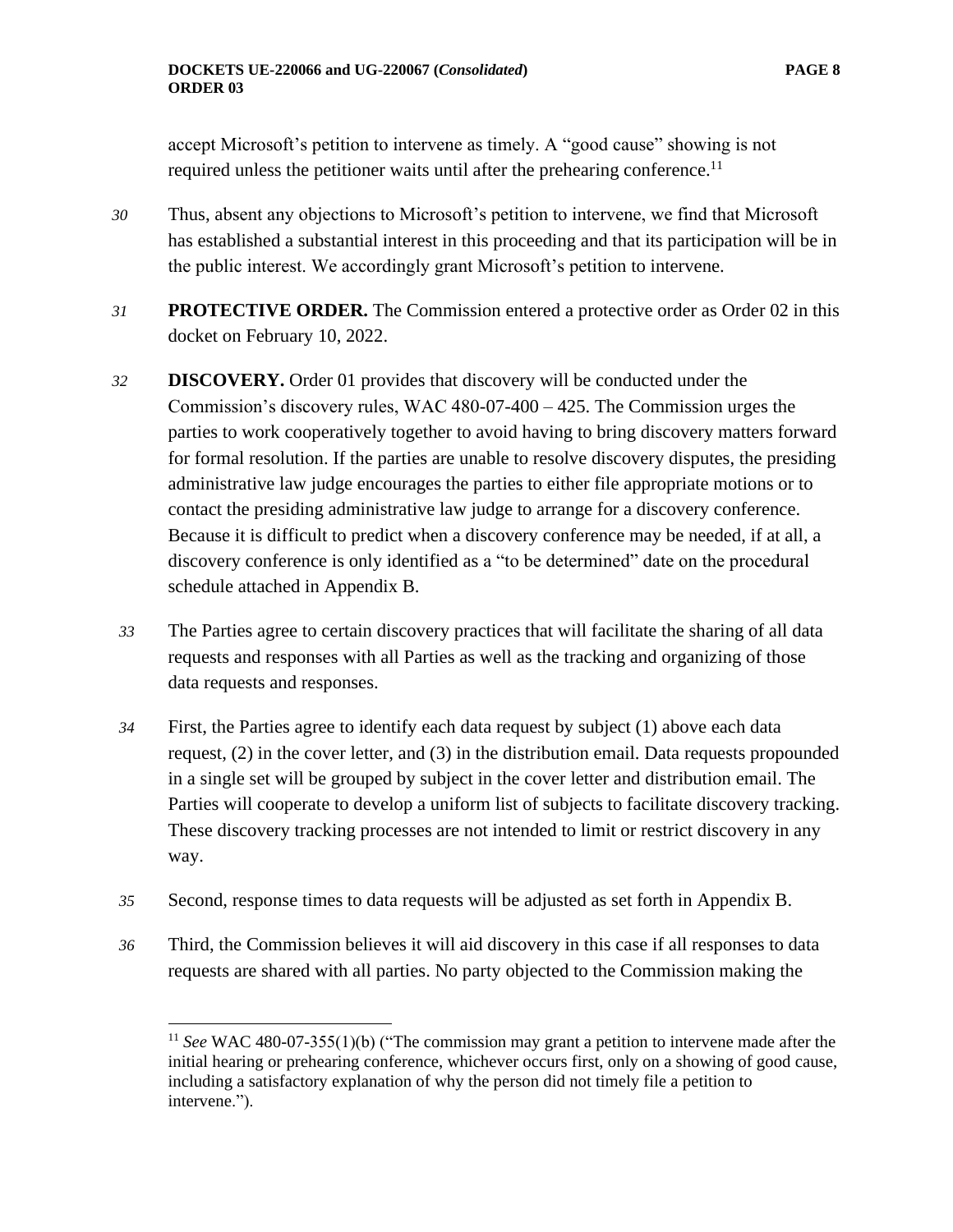accept Microsoft's petition to intervene as timely. A "good cause" showing is not required unless the petitioner waits until after the prehearing conference.[11]

*30* Thus, absent any objections to Microsoft's petition to intervene, we find that Microsoft has established a substantial interest in this proceeding and that its participation will be in the public interest. We accordingly grant Microsoft's petition to intervene.

*31* **PROTECTIVE ORDER.** The Commission entered a protective order as Order 02 in this docket on February 10, 2022.

*32* **DISCOVERY.** Order 01 provides that discovery will be conducted under the Commission's discovery rules, WAC 480-07-400 – 425. The Commission urges the parties to work cooperatively together to avoid having to bring discovery matters forward for formal resolution. If the parties are unable to resolve discovery disputes, the presiding administrative law judge encourages the parties to either file appropriate motions or to contact the presiding administrative law judge to arrange for a discovery conference. Because it is difficult to predict when a discovery conference may be needed, if at all, a discovery conference is only identified as a "to be determined" date on the procedural schedule attached in Appendix B.

*33* The Parties agree to certain discovery practices that will facilitate the sharing of all data requests and responses with all Parties as well as the tracking and organizing of those data requests and responses.

*34* First, the Parties agree to identify each data request by subject (1) above each data request, (2) in the cover letter, and (3) in the distribution email. Data requests propounded in a single set will be grouped by subject in the cover letter and distribution email. The Parties will cooperate to develop a uniform list of subjects to facilitate discovery tracking. These discovery tracking processes are not intended to limit or restrict discovery in any way.

*35* Second, response times to data requests will be adjusted as set forth in Appendix B.

*36* Third, the Commission believes it will aid discovery in this case if all responses to data requests are shared with all parties. No party objected to the Commission making the

---

[11] *See* WAC 480-07-355(1)(b) ("The commission may grant a petition to intervene made after the initial hearing or prehearing conference, whichever occurs first, only on a showing of good cause, including a satisfactory explanation of why the person did not timely file a petition to intervene.").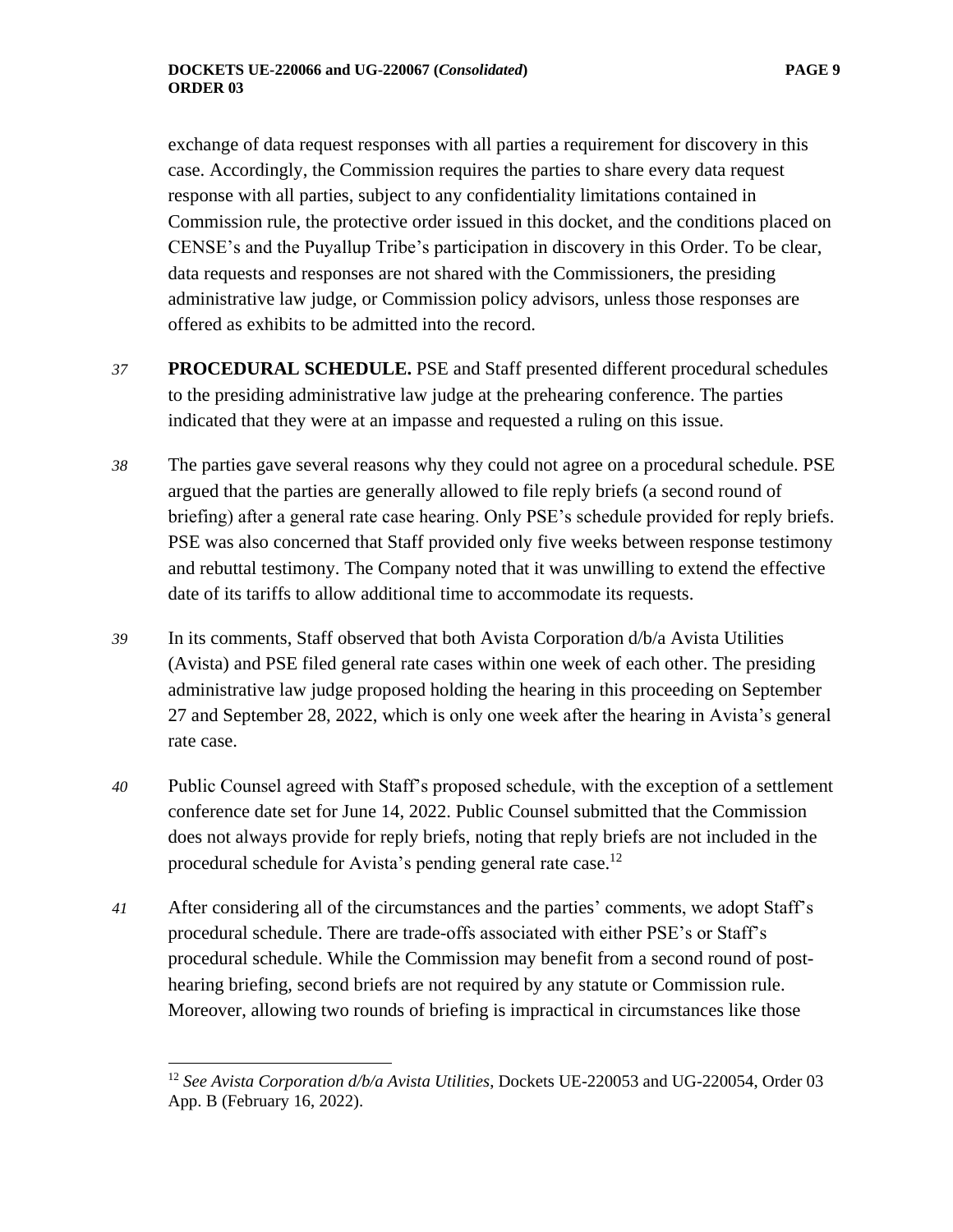exchange of data request responses with all parties a requirement for discovery in this case. Accordingly, the Commission requires the parties to share every data request response with all parties, subject to any confidentiality limitations contained in Commission rule, the protective order issued in this docket, and the conditions placed on CENSE's and the Puyallup Tribe's participation in discovery in this Order. To be clear, data requests and responses are not shared with the Commissioners, the presiding administrative law judge, or Commission policy advisors, unless those responses are offered as exhibits to be admitted into the record.

*37* **PROCEDURAL SCHEDULE.** PSE and Staff presented different procedural schedules to the presiding administrative law judge at the prehearing conference. The parties indicated that they were at an impasse and requested a ruling on this issue.

*38* The parties gave several reasons why they could not agree on a procedural schedule. PSE argued that the parties are generally allowed to file reply briefs (a second round of briefing) after a general rate case hearing. Only PSE's schedule provided for reply briefs. PSE was also concerned that Staff provided only five weeks between response testimony and rebuttal testimony. The Company noted that it was unwilling to extend the effective date of its tariffs to allow additional time to accommodate its requests.

*39* In its comments, Staff observed that both Avista Corporation d/b/a Avista Utilities (Avista) and PSE filed general rate cases within one week of each other. The presiding administrative law judge proposed holding the hearing in this proceeding on September 27 and September 28, 2022, which is only one week after the hearing in Avista's general rate case.

*40* Public Counsel agreed with Staff's proposed schedule, with the exception of a settlement conference date set for June 14, 2022. Public Counsel submitted that the Commission does not always provide for reply briefs, noting that reply briefs are not included in the procedural schedule for Avista's pending general rate case.[12]

*41* After considering all of the circumstances and the parties' comments, we adopt Staff's procedural schedule. There are trade-offs associated with either PSE's or Staff's procedural schedule. While the Commission may benefit from a second round of post-hearing briefing, second briefs are not required by any statute or Commission rule. Moreover, allowing two rounds of briefing is impractical in circumstances like those

---

[12] *See Avista Corporation d/b/a Avista Utilities*, Dockets UE-220053 and UG-220054, Order 03 App. B (February 16, 2022).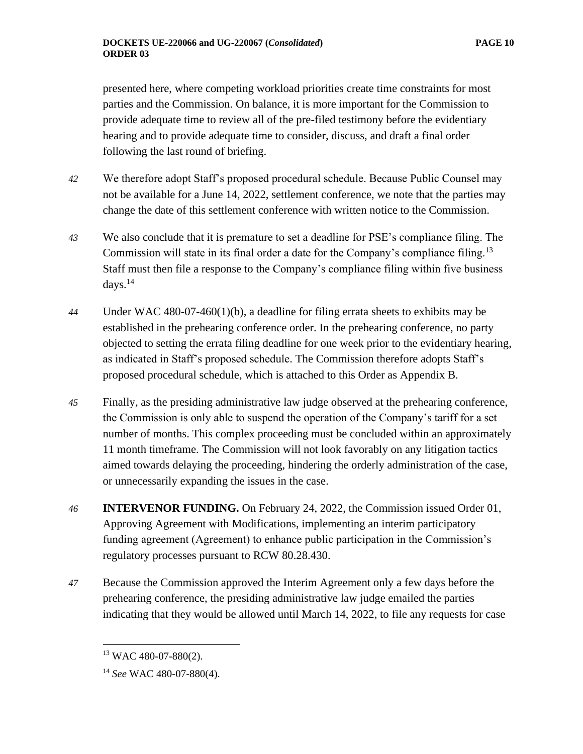presented here, where competing workload priorities create time constraints for most parties and the Commission. On balance, it is more important for the Commission to provide adequate time to review all of the pre-filed testimony before the evidentiary hearing and to provide adequate time to consider, discuss, and draft a final order following the last round of briefing.

*42* We therefore adopt Staff's proposed procedural schedule. Because Public Counsel may not be available for a June 14, 2022, settlement conference, we note that the parties may change the date of this settlement conference with written notice to the Commission.

*43* We also conclude that it is premature to set a deadline for PSE's compliance filing. The Commission will state in its final order a date for the Company's compliance filing.[13] Staff must then file a response to the Company's compliance filing within five business days.[14]

*44* Under WAC 480-07-460(1)(b), a deadline for filing errata sheets to exhibits may be established in the prehearing conference order. In the prehearing conference, no party objected to setting the errata filing deadline for one week prior to the evidentiary hearing, as indicated in Staff's proposed schedule. The Commission therefore adopts Staff's proposed procedural schedule, which is attached to this Order as Appendix B.

*45* Finally, as the presiding administrative law judge observed at the prehearing conference, the Commission is only able to suspend the operation of the Company's tariff for a set number of months. This complex proceeding must be concluded within an approximately 11 month timeframe. The Commission will not look favorably on any litigation tactics aimed towards delaying the proceeding, hindering the orderly administration of the case, or unnecessarily expanding the issues in the case.

*46* **INTERVENOR FUNDING.** On February 24, 2022, the Commission issued Order 01, Approving Agreement with Modifications, implementing an interim participatory funding agreement (Agreement) to enhance public participation in the Commission's regulatory processes pursuant to RCW 80.28.430.

*47* Because the Commission approved the Interim Agreement only a few days before the prehearing conference, the presiding administrative law judge emailed the parties indicating that they would be allowed until March 14, 2022, to file any requests for case

---

[13] WAC 480-07-880(2).

[14] *See* WAC 480-07-880(4).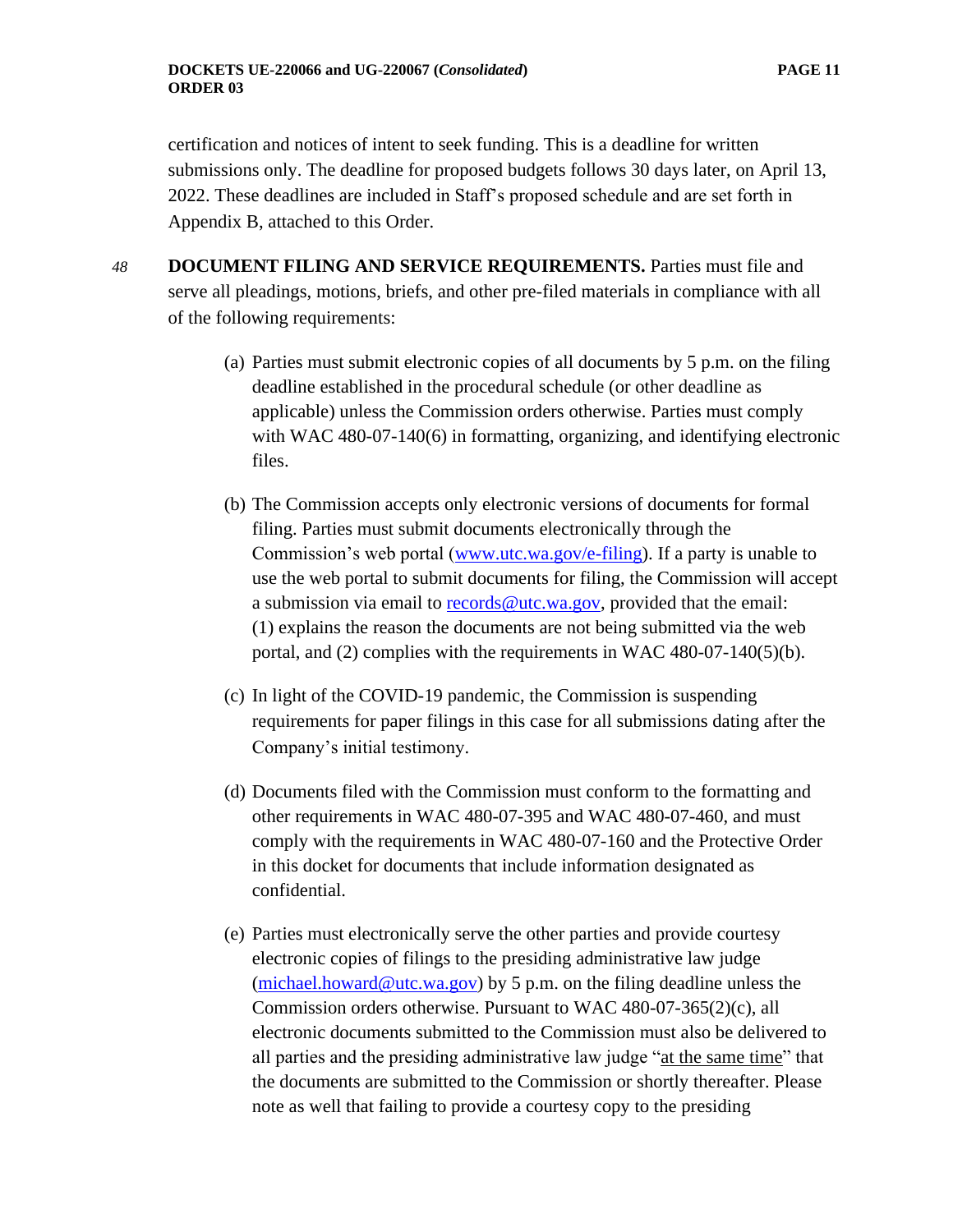certification and notices of intent to seek funding. This is a deadline for written submissions only. The deadline for proposed budgets follows 30 days later, on April 13, 2022. These deadlines are included in Staff's proposed schedule and are set forth in Appendix B, attached to this Order.

*48* **DOCUMENT FILING AND SERVICE REQUIREMENTS.** Parties must file and serve all pleadings, motions, briefs, and other pre-filed materials in compliance with all of the following requirements:

(a) Parties must submit electronic copies of all documents by 5 p.m. on the filing deadline established in the procedural schedule (or other deadline as applicable) unless the Commission orders otherwise. Parties must comply with WAC 480-07-140(6) in formatting, organizing, and identifying electronic files.

(b) The Commission accepts only electronic versions of documents for formal filing. Parties must submit documents electronically through the Commission's web portal ([www.utc.wa.gov/e-filing](www.utc.wa.gov/e-filing)). If a party is unable to use the web portal to submit documents for filing, the Commission will accept a submission via email to [records@utc.wa.gov](mailto:records@utc.wa.gov), provided that the email: (1) explains the reason the documents are not being submitted via the web portal, and (2) complies with the requirements in WAC 480-07-140(5)(b).

(c) In light of the COVID-19 pandemic, the Commission is suspending requirements for paper filings in this case for all submissions dating after the Company's initial testimony.

(d) Documents filed with the Commission must conform to the formatting and other requirements in WAC 480-07-395 and WAC 480-07-460, and must comply with the requirements in WAC 480-07-160 and the Protective Order in this docket for documents that include information designated as confidential.

(e) Parties must electronically serve the other parties and provide courtesy electronic copies of filings to the presiding administrative law judge ([michael.howard@utc.wa.gov](mailto:michael.howard@utc.wa.gov)) by 5 p.m. on the filing deadline unless the Commission orders otherwise. Pursuant to WAC 480-07-365(2)(c), all electronic documents submitted to the Commission must also be delivered to all parties and the presiding administrative law judge "at the same time" that the documents are submitted to the Commission or shortly thereafter. Please note as well that failing to provide a courtesy copy to the presiding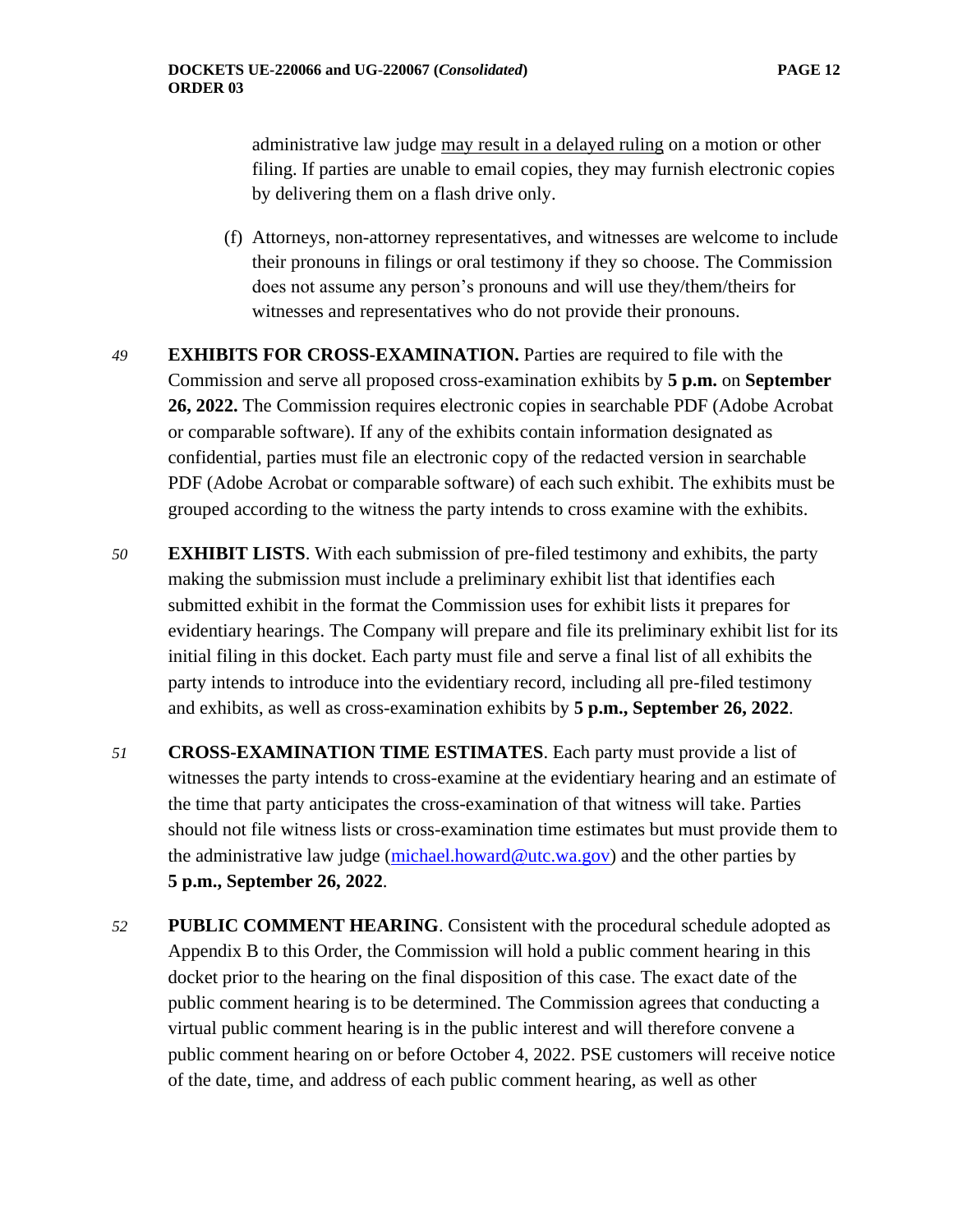administrative law judge <u>may result in a delayed ruling</u> on a motion or other filing. If parties are unable to email copies, they may furnish electronic copies by delivering them on a flash drive only.

(f) Attorneys, non-attorney representatives, and witnesses are welcome to include their pronouns in filings or oral testimony if they so choose. The Commission does not assume any person's pronouns and will use they/them/theirs for witnesses and representatives who do not provide their pronouns.

*49* **EXHIBITS FOR CROSS-EXAMINATION.** Parties are required to file with the Commission and serve all proposed cross-examination exhibits by **5 p.m.** on **September 26, 2022.** The Commission requires electronic copies in searchable PDF (Adobe Acrobat or comparable software). If any of the exhibits contain information designated as confidential, parties must file an electronic copy of the redacted version in searchable PDF (Adobe Acrobat or comparable software) of each such exhibit. The exhibits must be grouped according to the witness the party intends to cross examine with the exhibits.

*50* **EXHIBIT LISTS**. With each submission of pre-filed testimony and exhibits, the party making the submission must include a preliminary exhibit list that identifies each submitted exhibit in the format the Commission uses for exhibit lists it prepares for evidentiary hearings. The Company will prepare and file its preliminary exhibit list for its initial filing in this docket. Each party must file and serve a final list of all exhibits the party intends to introduce into the evidentiary record, including all pre-filed testimony and exhibits, as well as cross-examination exhibits by **5 p.m., September 26, 2022**.

*51* **CROSS-EXAMINATION TIME ESTIMATES**. Each party must provide a list of witnesses the party intends to cross-examine at the evidentiary hearing and an estimate of the time that party anticipates the cross-examination of that witness will take. Parties should not file witness lists or cross-examination time estimates but must provide them to the administrative law judge (michael.howard@utc.wa.gov) and the other parties by **5 p.m., September 26, 2022**.

*52* **PUBLIC COMMENT HEARING**. Consistent with the procedural schedule adopted as Appendix B to this Order, the Commission will hold a public comment hearing in this docket prior to the hearing on the final disposition of this case. The exact date of the public comment hearing is to be determined. The Commission agrees that conducting a virtual public comment hearing is in the public interest and will therefore convene a public comment hearing on or before October 4, 2022. PSE customers will receive notice of the date, time, and address of each public comment hearing, as well as other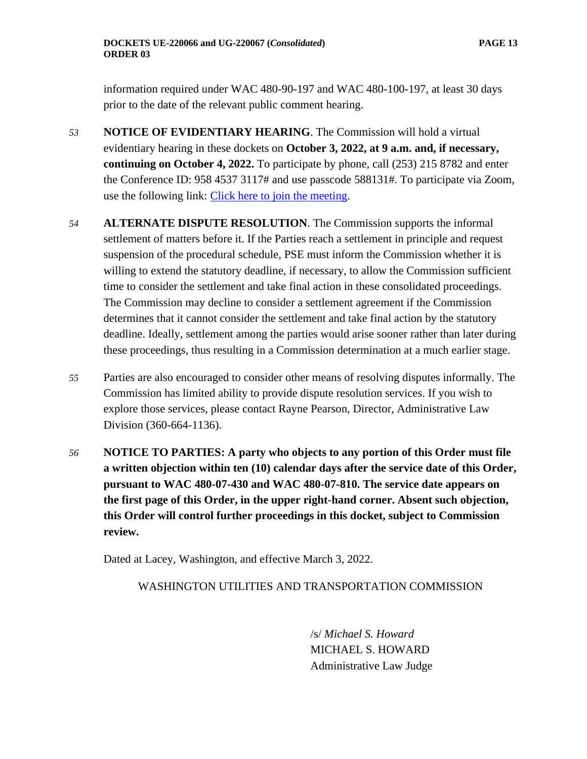information required under WAC 480-90-197 and WAC 480-100-197, at least 30 days prior to the date of the relevant public comment hearing.

*53* **NOTICE OF EVIDENTIARY HEARING**. The Commission will hold a virtual evidentiary hearing in these dockets on **October 3, 2022, at 9 a.m. and, if necessary, continuing on October 4, 2022.** To participate by phone, call (253) 215 8782 and enter the Conference ID: 958 4537 3117# and use passcode 588131#. To participate via Zoom, use the following link: [Click here to join the meeting].

*54* **ALTERNATE DISPUTE RESOLUTION**. The Commission supports the informal settlement of matters before it. If the Parties reach a settlement in principle and request suspension of the procedural schedule, PSE must inform the Commission whether it is willing to extend the statutory deadline, if necessary, to allow the Commission sufficient time to consider the settlement and take final action in these consolidated proceedings. The Commission may decline to consider a settlement agreement if the Commission determines that it cannot consider the settlement and take final action by the statutory deadline. Ideally, settlement among the parties would arise sooner rather than later during these proceedings, thus resulting in a Commission determination at a much earlier stage.

*55* Parties are also encouraged to consider other means of resolving disputes informally. The Commission has limited ability to provide dispute resolution services. If you wish to explore those services, please contact Rayne Pearson, Director, Administrative Law Division (360-664-1136).

*56* **NOTICE TO PARTIES: A party who objects to any portion of this Order must file a written objection within ten (10) calendar days after the service date of this Order, pursuant to WAC 480-07-430 and WAC 480-07-810. The service date appears on the first page of this Order, in the upper right-hand corner. Absent such objection, this Order will control further proceedings in this docket, subject to Commission review.**

Dated at Lacey, Washington, and effective March 3, 2022.

WASHINGTON UTILITIES AND TRANSPORTATION COMMISSION

/s/ *Michael S. Howard*
MICHAEL S. HOWARD
Administrative Law Judge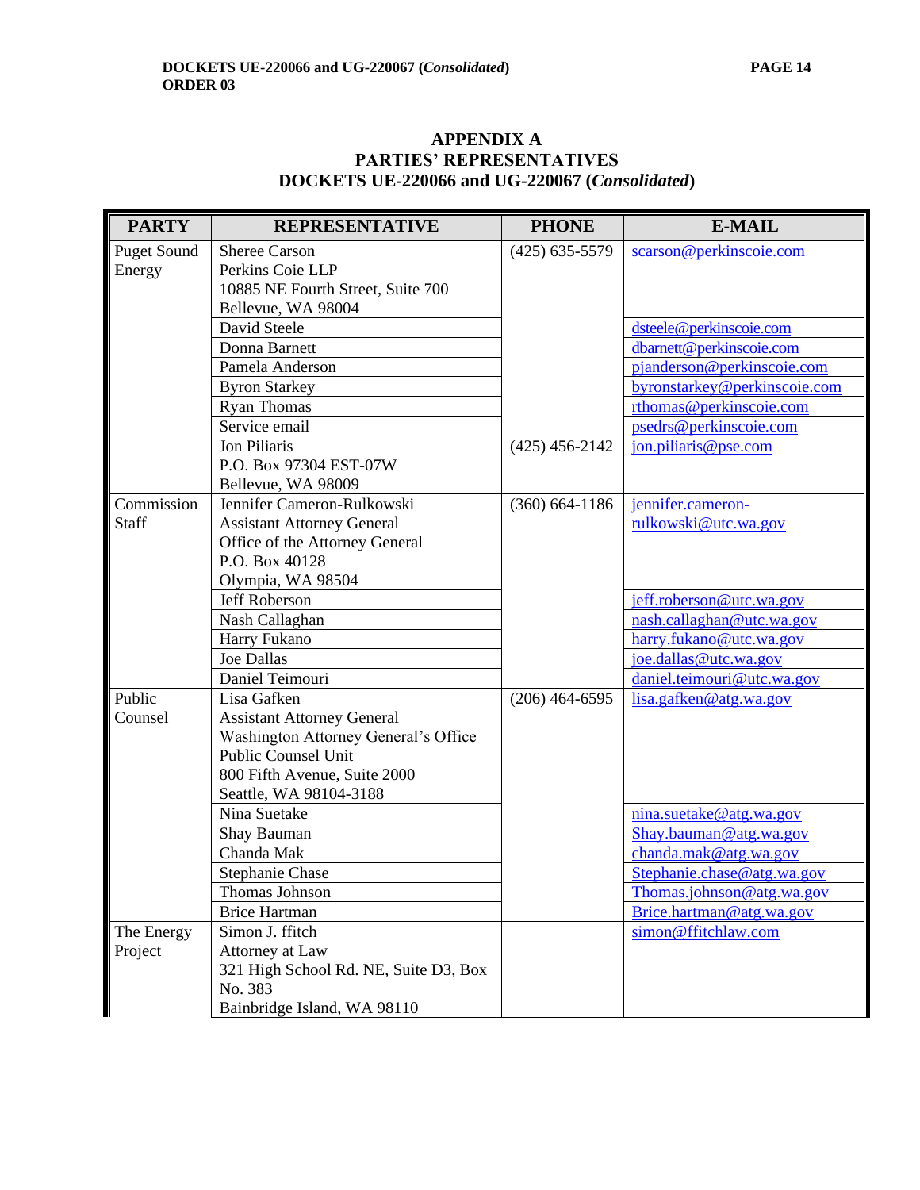## APPENDIX A
## PARTIES' REPRESENTATIVES
## DOCKETS UE-220066 and UG-220067 (*Consolidated*)

| PARTY | REPRESENTATIVE | PHONE | E-MAIL |
|---|---|---|---|
| Puget Sound Energy | Sheree Carson<br>Perkins Coie LLP<br>10885 NE Fourth Street, Suite 700<br>Bellevue, WA 98004 | (425) 635-5579 | scarson@perkinscoie.com |
| | David Steele | | dsteele@perkinscoie.com |
| | Donna Barnett | | dbarnett@perkinscoie.com |
| | Pamela Anderson | | pjanderson@perkinscoie.com |
| | Byron Starkey | | byronstarkey@perkinscoie.com |
| | Ryan Thomas | | rthomas@perkinscoie.com |
| | Service email | | psedrs@perkinscoie.com |
| | Jon Piliaris<br>P.O. Box 97304 EST-07W<br>Bellevue, WA 98009 | (425) 456-2142 | jon.piliaris@pse.com |
| Commission Staff | Jennifer Cameron-Rulkowski<br>Assistant Attorney General<br>Office of the Attorney General<br>P.O. Box 40128<br>Olympia, WA 98504 | (360) 664-1186 | jennifer.cameron-rulkowski@utc.wa.gov |
| | Jeff Roberson | | jeff.roberson@utc.wa.gov |
| | Nash Callaghan | | nash.callaghan@utc.wa.gov |
| | Harry Fukano | | harry.fukano@utc.wa.gov |
| | Joe Dallas | | joe.dallas@utc.wa.gov |
| | Daniel Teimouri | | daniel.teimouri@utc.wa.gov |
| Public Counsel | Lisa Gafken<br>Assistant Attorney General<br>Washington Attorney General's Office<br>Public Counsel Unit<br>800 Fifth Avenue, Suite 2000<br>Seattle, WA 98104-3188 | (206) 464-6595 | lisa.gafken@atg.wa.gov |
| | Nina Suetake | | nina.suetake@atg.wa.gov |
| | Shay Bauman | | Shay.bauman@atg.wa.gov |
| | Chanda Mak | | chanda.mak@atg.wa.gov |
| | Stephanie Chase | | Stephanie.chase@atg.wa.gov |
| | Thomas Johnson | | Thomas.johnson@atg.wa.gov |
| | Brice Hartman | | Brice.hartman@atg.wa.gov |
| The Energy Project | Simon J. ffitch<br>Attorney at Law<br>321 High School Rd. NE, Suite D3, Box No. 383<br>Bainbridge Island, WA 98110 | | simon@ffitchlaw.com |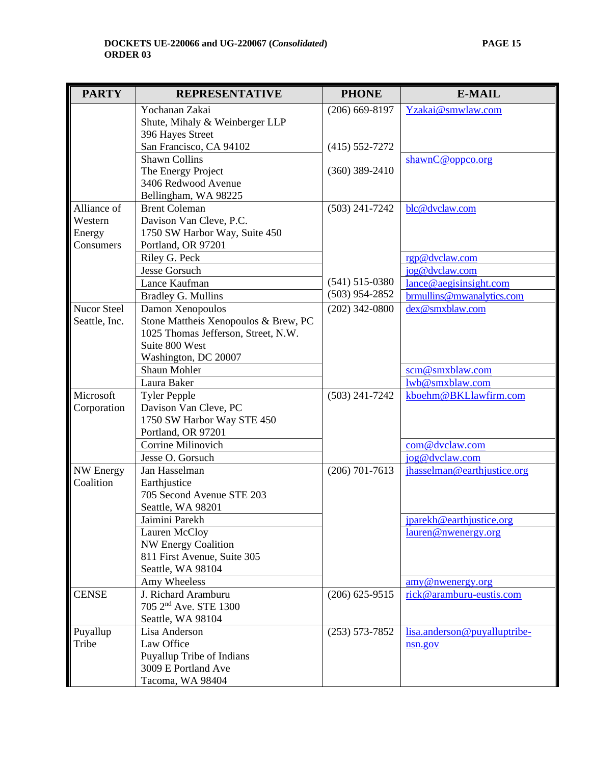| PARTY | REPRESENTATIVE | PHONE | E-MAIL |
|---|---|---|---|
| | Yochanan Zakai<br>Shute, Mihaly & Weinberger LLP<br>396 Hayes Street<br>San Francisco, CA 94102 | (206) 669-8197<br><br><br>(415) 552-7272 | Yzakai@smwlaw.com |
| | Shawn Collins<br>The Energy Project<br>3406 Redwood Avenue<br>Bellingham, WA 98225 | (360) 389-2410 | shawnC@oppco.org |
| Alliance of Western Energy Consumers | Brent Coleman<br>Davison Van Cleve, P.C.<br>1750 SW Harbor Way, Suite 450<br>Portland, OR 97201 | (503) 241-7242 | blc@dvclaw.com |
| | Riley G. Peck | | rgp@dvclaw.com |
| | Jesse Gorsuch | | jog@dvclaw.com |
| | Lance Kaufman | (541) 515-0380 | lance@aegisinsight.com |
| | Bradley G. Mullins | (503) 954-2852 | brmullins@mwanalytics.com |
| Nucor Steel Seattle, Inc. | Damon Xenopoulos<br>Stone Mattheis Xenopoulos & Brew, PC<br>1025 Thomas Jefferson, Street, N.W.<br>Suite 800 West<br>Washington, DC 20007 | (202) 342-0800 | dex@smxblaw.com |
| | Shaun Mohler | | scm@smxblaw.com |
| | Laura Baker | | lwb@smxblaw.com |
| Microsoft Corporation | Tyler Pepple<br>Davison Van Cleve, PC<br>1750 SW Harbor Way STE 450<br>Portland, OR 97201 | (503) 241-7242 | kboehm@BKLlawfirm.com |
| | Corrine Milinovich | | com@dvclaw.com |
| | Jesse O. Gorsuch | | jog@dvclaw.com |
| NW Energy Coalition | Jan Hasselman<br>Earthjustice<br>705 Second Avenue STE 203<br>Seattle, WA 98201 | (206) 701-7613 | jhasselman@earthjustice.org |
| | Jaimini Parekh | | jparekh@earthjustice.org |
| | Lauren McCloy<br>NW Energy Coalition<br>811 First Avenue, Suite 305<br>Seattle, WA 98104 | | lauren@nwenergy.org |
| | Amy Wheeless | | amy@nwenergy.org |
| CENSE | J. Richard Aramburu<br>705 2nd Ave. STE 1300<br>Seattle, WA 98104 | (206) 625-9515 | rick@aramburu-eustis.com |
| Puyallup Tribe | Lisa Anderson<br>Law Office<br>Puyallup Tribe of Indians<br>3009 E Portland Ave<br>Tacoma, WA 98404 | (253) 573-7852 | lisa.anderson@puyalluptribe-nsn.gov |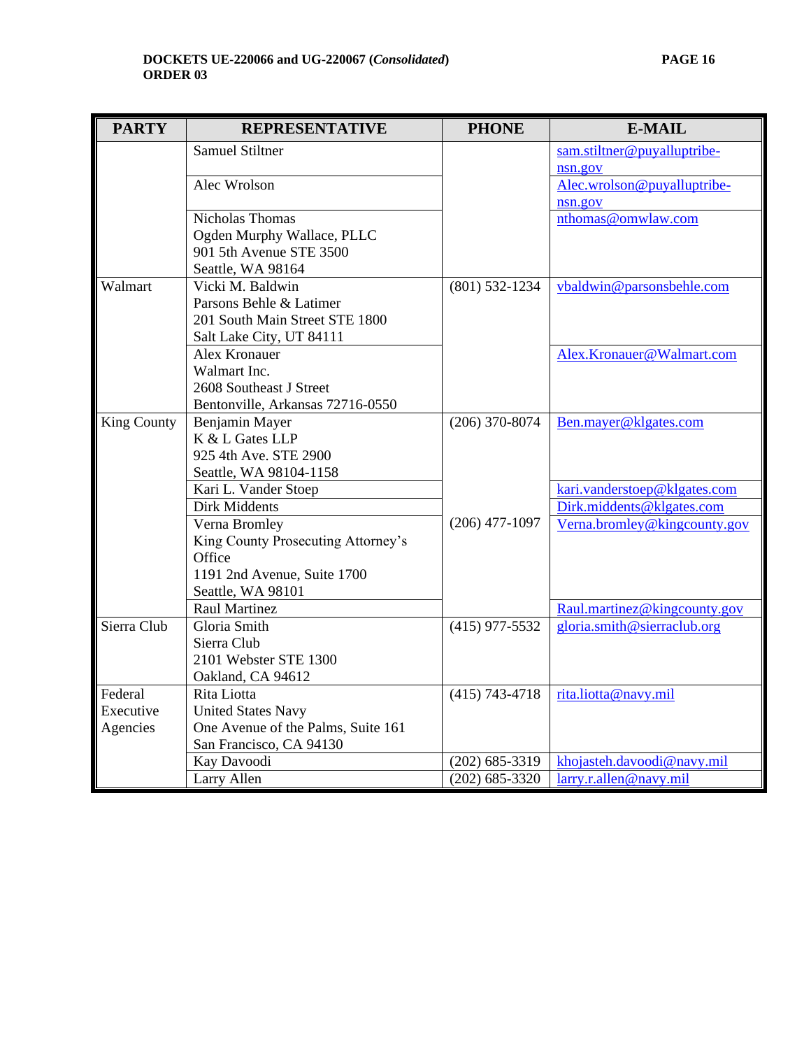| PARTY | REPRESENTATIVE | PHONE | E-MAIL |
|---|---|---|---|
| | Samuel Stiltner | | sam.stiltner@puyalluptribe-nsn.gov |
| | Alec Wrolson | | Alec.wrolson@puyalluptribe-nsn.gov |
| | Nicholas Thomas<br>Ogden Murphy Wallace, PLLC<br>901 5th Avenue STE 3500<br>Seattle, WA 98164 | | nthomas@omwlaw.com |
| Walmart | Vicki M. Baldwin<br>Parsons Behle & Latimer<br>201 South Main Street STE 1800<br>Salt Lake City, UT 84111 | (801) 532-1234 | vbaldwin@parsonsbehle.com |
| | Alex Kronauer<br>Walmart Inc.<br>2608 Southeast J Street<br>Bentonville, Arkansas 72716-0550 | | Alex.Kronauer@Walmart.com |
| King County | Benjamin Mayer<br>K & L Gates LLP<br>925 4th Ave. STE 2900<br>Seattle, WA 98104-1158 | (206) 370-8074 | Ben.mayer@klgates.com |
| | Kari L. Vander Stoep | | kari.vanderstoep@klgates.com |
| | Dirk Middents | | Dirk.middents@klgates.com |
| | Verna Bromley<br>King County Prosecuting Attorney's Office<br>1191 2nd Avenue, Suite 1700<br>Seattle, WA 98101 | (206) 477-1097 | Verna.bromley@kingcounty.gov |
| | Raul Martinez | | Raul.martinez@kingcounty.gov |
| Sierra Club | Gloria Smith<br>Sierra Club<br>2101 Webster STE 1300<br>Oakland, CA 94612 | (415) 977-5532 | gloria.smith@sierraclub.org |
| Federal Executive Agencies | Rita Liotta<br>United States Navy<br>One Avenue of the Palms, Suite 161<br>San Francisco, CA 94130 | (415) 743-4718 | rita.liotta@navy.mil |
| | Kay Davoodi | (202) 685-3319 | khojasteh.davoodi@navy.mil |
| | Larry Allen | (202) 685-3320 | larry.r.allen@navy.mil |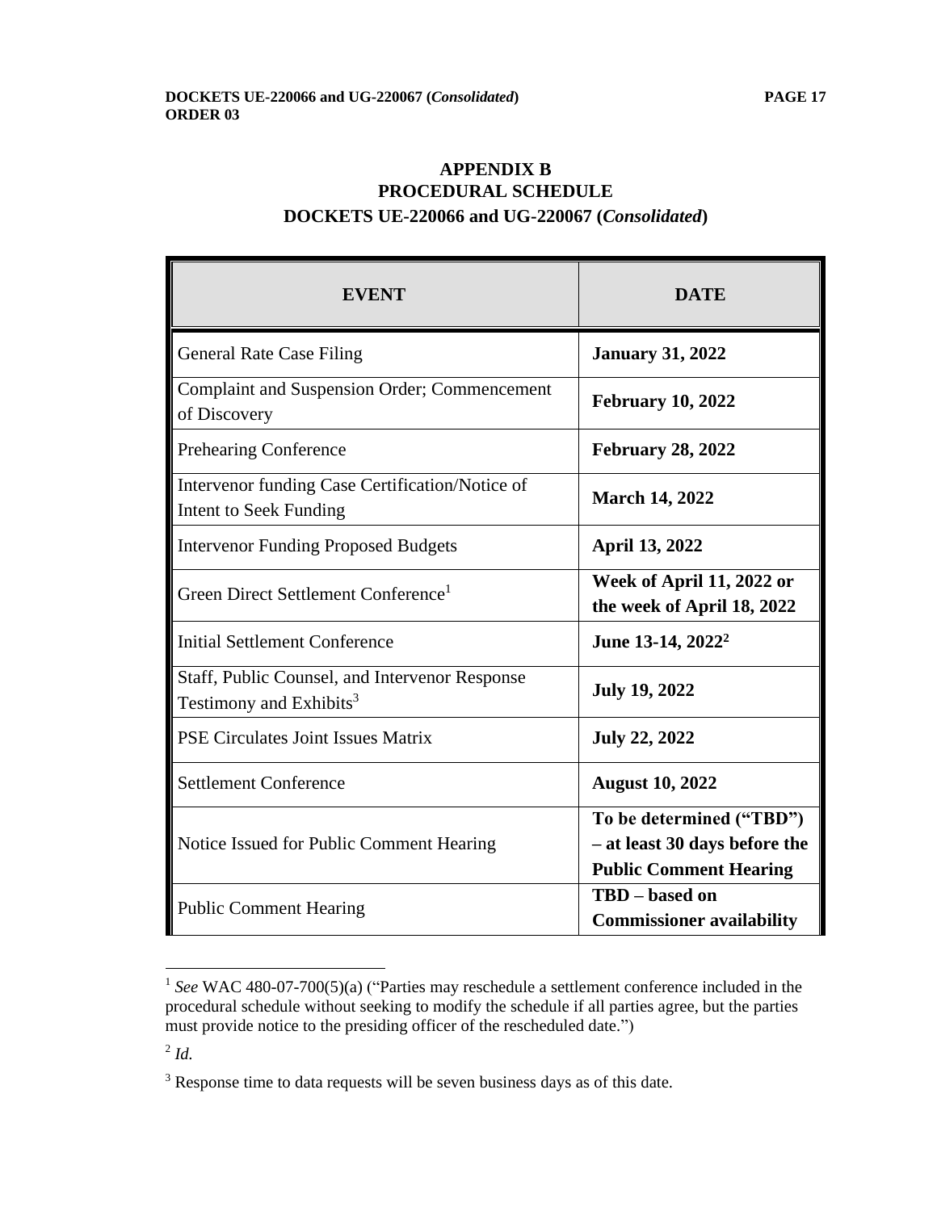## APPENDIX B
## PROCEDURAL SCHEDULE
## DOCKETS UE-220066 and UG-220067 (*Consolidated*)

| EVENT | DATE |
|---|---|
| General Rate Case Filing | **January 31, 2022** |
| Complaint and Suspension Order; Commencement of Discovery | **February 10, 2022** |
| Prehearing Conference | **February 28, 2022** |
| Intervenor funding Case Certification/Notice of Intent to Seek Funding | **March 14, 2022** |
| Intervenor Funding Proposed Budgets | **April 13, 2022** |
| Green Direct Settlement Conference[1] | **Week of April 11, 2022 or the week of April 18, 2022** |
| Initial Settlement Conference | **June 13-14, 2022[2]** |
| Staff, Public Counsel, and Intervenor Response Testimony and Exhibits[3] | **July 19, 2022** |
| PSE Circulates Joint Issues Matrix | **July 22, 2022** |
| Settlement Conference | **August 10, 2022** |
| Notice Issued for Public Comment Hearing | **To be determined ("TBD") – at least 30 days before the Public Comment Hearing** |
| Public Comment Hearing | **TBD – based on Commissioner availability** |

[1] *See* WAC 480-07-700(5)(a) ("Parties may reschedule a settlement conference included in the procedural schedule without seeking to modify the schedule if all parties agree, but the parties must provide notice to the presiding officer of the rescheduled date.")

[2] *Id.*

[3] Response time to data requests will be seven business days as of this date.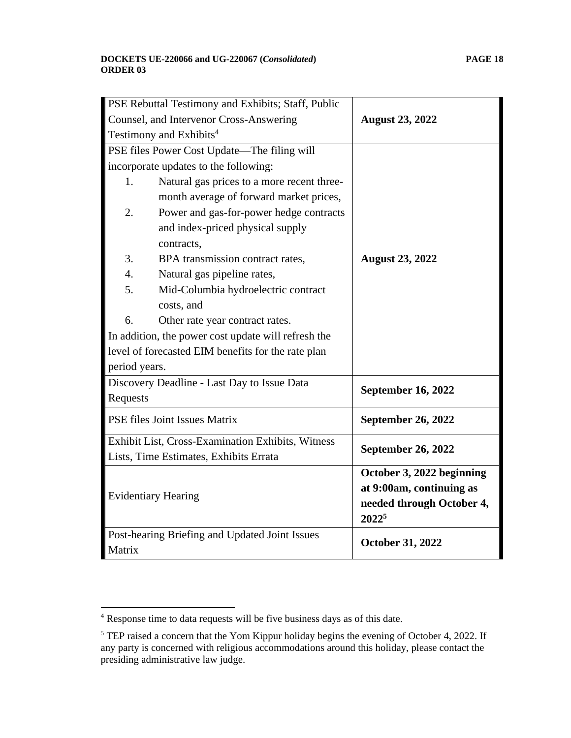| | |
|---|---|
| PSE Rebuttal Testimony and Exhibits; Staff, Public Counsel, and Intervenor Cross-Answering Testimony and Exhibits[4] | **August 23, 2022** |
| PSE files Power Cost Update—The filing will incorporate updates to the following: 1. Natural gas prices to a more recent three-month average of forward market prices, 2. Power and gas-for-power hedge contracts and index-priced physical supply contracts, 3. BPA transmission contract rates, 4. Natural gas pipeline rates, 5. Mid-Columbia hydroelectric contract costs, and 6. Other rate year contract rates. In addition, the power cost update will refresh the level of forecasted EIM benefits for the rate plan period years. | **August 23, 2022** |
| Discovery Deadline - Last Day to Issue Data Requests | **September 16, 2022** |
| PSE files Joint Issues Matrix | **September 26, 2022** |
| Exhibit List, Cross-Examination Exhibits, Witness Lists, Time Estimates, Exhibits Errata | **September 26, 2022** |
| Evidentiary Hearing | **October 3, 2022 beginning at 9:00am, continuing as needed through October 4, 2022[5]** |
| Post-hearing Briefing and Updated Joint Issues Matrix | **October 31, 2022** |

[4] Response time to data requests will be five business days as of this date.

[5] TEP raised a concern that the Yom Kippur holiday begins the evening of October 4, 2022. If any party is concerned with religious accommodations around this holiday, please contact the presiding administrative law judge.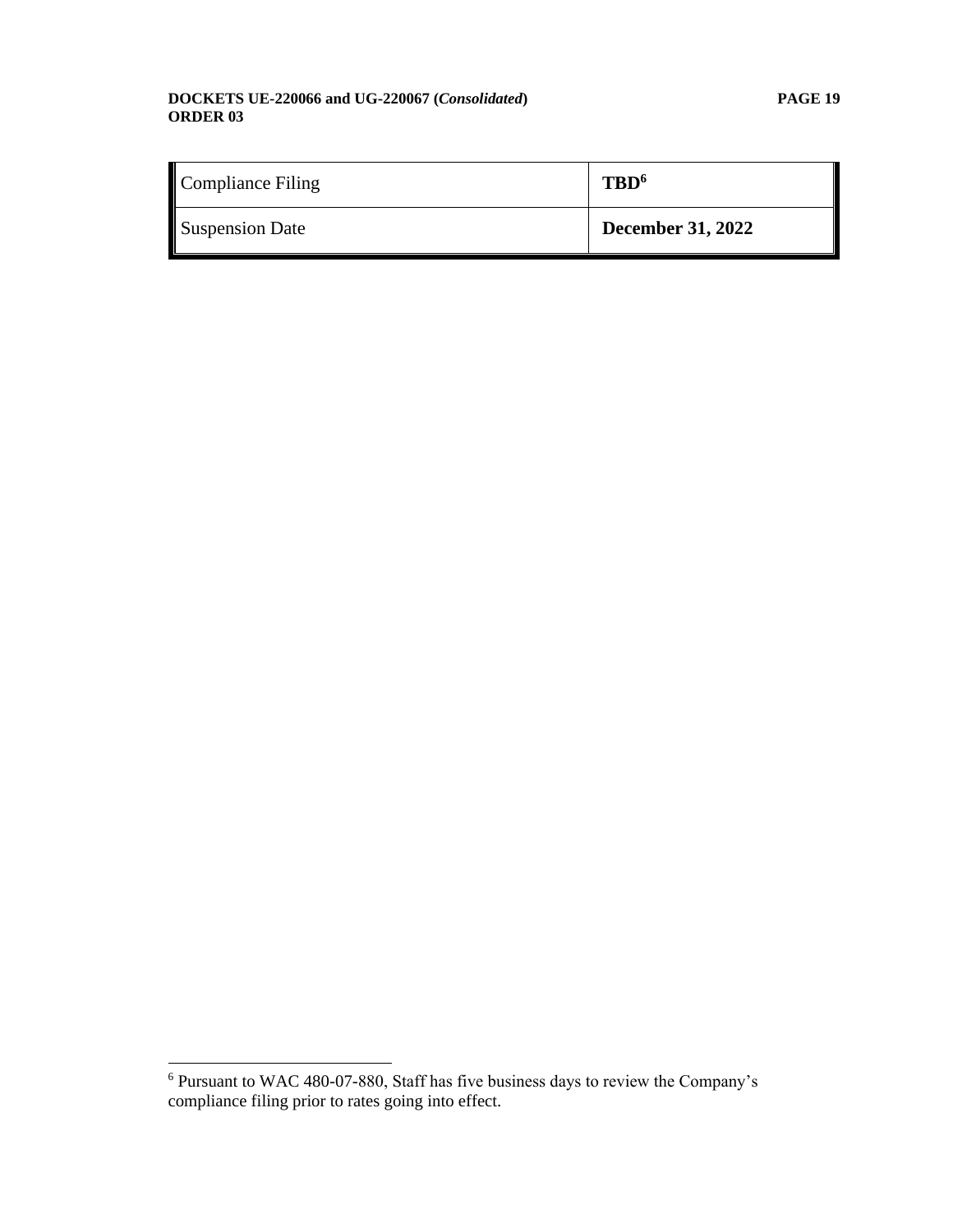| | |
|---|---|
| Compliance Filing | **TBD**[6] |
| Suspension Date | **December 31, 2022** |

[6] Pursuant to WAC 480-07-880, Staff has five business days to review the Company's compliance filing prior to rates going into effect.